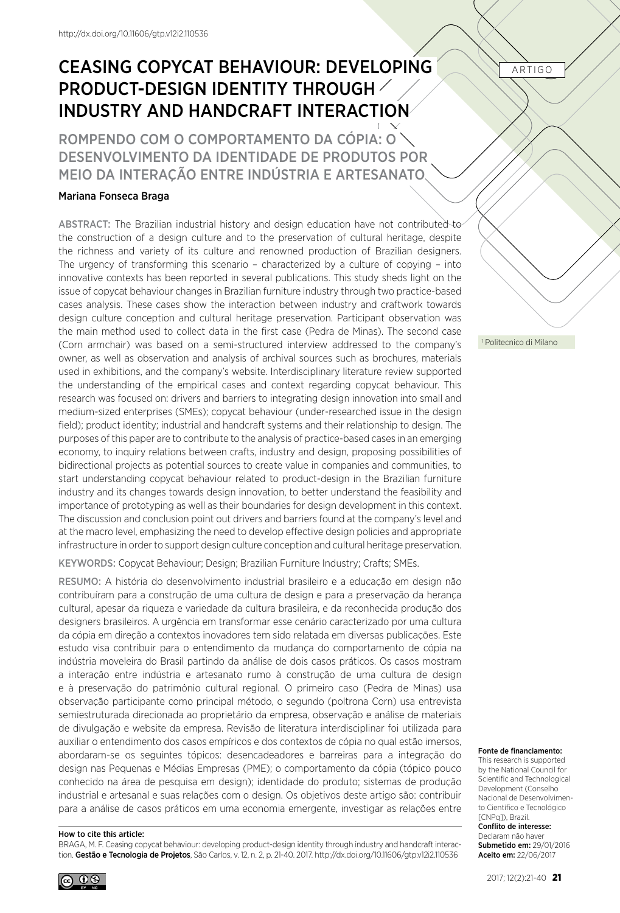http://dx.doi.org/10.11606/gtp.v12i2.110536

ARTIGO

# CEASING COPYCAT BEHAVIOUR: DEVELOPING PRODUCT-DESIGN IDENTITY THROUGH INDUSTRY AND HANDCRAFT INTERACTION

## ROMPENDO COM O COMPORTAMENTO DA CÓPIA: O DESENVOLVIMENTO DA IDENTIDADE DE PRODUTOS POR MEIO DA INTERAÇÃO ENTRE INDÚSTRIA E ARTESANATO

Mariana Fonseca Braga

[1] Politecnico di Milano

ABSTRACT: The Brazilian industrial history and design education have not contributed to the construction of a design culture and to the preservation of cultural heritage, despite the richness and variety of its culture and renowned production of Brazilian designers. The urgency of transforming this scenario – characterized by a culture of copying – into innovative contexts has been reported in several publications. This study sheds light on the issue of copycat behaviour changes in Brazilian furniture industry through two practice-based cases analysis. These cases show the interaction between industry and craftwork towards design culture conception and cultural heritage preservation. Participant observation was the main method used to collect data in the first case (Pedra de Minas). The second case (Corn armchair) was based on a semi-structured interview addressed to the company's owner, as well as observation and analysis of archival sources such as brochures, materials used in exhibitions, and the company's website. Interdisciplinary literature review supported the understanding of the empirical cases and context regarding copycat behaviour. This research was focused on: drivers and barriers to integrating design innovation into small and medium-sized enterprises (SMEs); copycat behaviour (under-researched issue in the design field); product identity; industrial and handcraft systems and their relationship to design. The purposes of this paper are to contribute to the analysis of practice-based cases in an emerging economy, to inquiry relations between crafts, industry and design, proposing possibilities of bidirectional projects as potential sources to create value in companies and communities, to start understanding copycat behaviour related to product-design in the Brazilian furniture industry and its changes towards design innovation, to better understand the feasibility and importance of prototyping as well as their boundaries for design development in this context. The discussion and conclusion point out drivers and barriers found at the company's level and at the macro level, emphasizing the need to develop effective design policies and appropriate infrastructure in order to support design culture conception and cultural heritage preservation.

KEYWORDS: Copycat Behaviour; Design; Brazilian Furniture Industry; Crafts; SMEs.

RESUMO: A história do desenvolvimento industrial brasileiro e a educação em design não contribuíram para a construção de uma cultura de design e para a preservação da herança cultural, apesar da riqueza e variedade da cultura brasileira, e da reconhecida produção dos designers brasileiros. A urgência em transformar esse cenário caracterizado por uma cultura da cópia em direção a contextos inovadores tem sido relatada em diversas publicações. Este estudo visa contribuir para o entendimento da mudança do comportamento de cópia na indústria moveleira do Brasil partindo da análise de dois casos práticos. Os casos mostram a interação entre indústria e artesanato rumo à construção de uma cultura de design e à preservação do patrimônio cultural regional. O primeiro caso (Pedra de Minas) usa observação participante como principal método, o segundo (poltrona Corn) usa entrevista semiestruturada direcionada ao proprietário da empresa, observação e análise de materiais de divulgação e website da empresa. Revisão de literatura interdisciplinar foi utilizada para auxiliar o entendimento dos casos empíricos e dos contextos de cópia no qual estão imersos, abordaram-se os seguintes tópicos: desencadeadores e barreiras para a integração do design nas Pequenas e Médias Empresas (PME); o comportamento da cópia (tópico pouco conhecido na área de pesquisa em design); identidade do produto; sistemas de produção industrial e artesanal e suas relações com o design. Os objetivos deste artigo são: contribuir para a análise de casos práticos em uma economia emergente, investigar as relações entre

**Fonte de financiamento:**
This research is supported by the National Council for Scientific and Technological Development (Conselho Nacional de Desenvolvimento Científico e Tecnológico [CNPq]), Brazil.
**Conflito de interesse:**
Declaram não haver
**Submetido em:** 29/01/2016
**Aceito em:** 22/06/2017

**How to cite this article:**
BRAGA, M. F. Ceasing copycat behaviour: developing product-design identity through industry and handcraft interaction. **Gestão e Tecnologia de Projetos**, São Carlos, v. 12, n. 2, p. 21-40. 2017. http://dx.doi.org/10.11606/gtp.v12i2.110536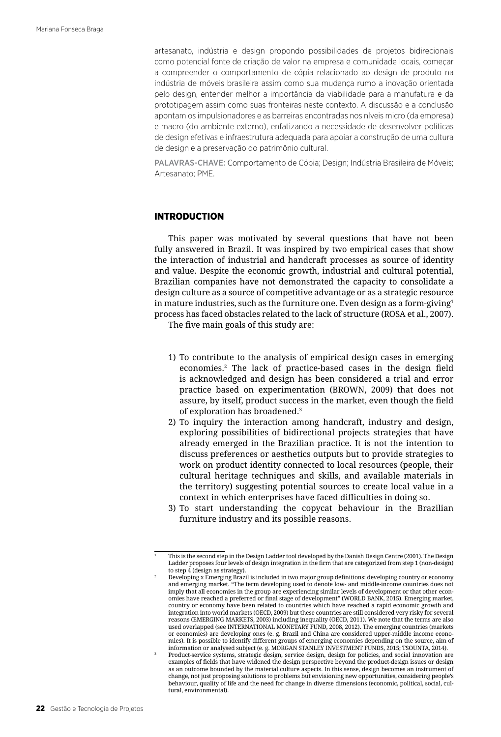artesanato, indústria e design propondo possibilidades de projetos bidirecionais como potencial fonte de criação de valor na empresa e comunidade locais, começar a compreender o comportamento de cópia relacionado ao design de produto na indústria de móveis brasileira assim como sua mudança rumo a inovação orientada pelo design, entender melhor a importância da viabilidade para a manufatura e da prototipagem assim como suas fronteiras neste contexto. A discussão e a conclusão apontam os impulsionadores e as barreiras encontradas nos níveis micro (da empresa) e macro (do ambiente externo), enfatizando a necessidade de desenvolver políticas de design efetivas e infraestrutura adequada para apoiar a construção de uma cultura de design e a preservação do patrimônio cultural.

**PALAVRAS-CHAVE:** Comportamento de Cópia; Design; Indústria Brasileira de Móveis; Artesanato; PME.

## INTRODUCTION

This paper was motivated by several questions that have not been fully answered in Brazil. It was inspired by two empirical cases that show the interaction of industrial and handcraft processes as source of identity and value. Despite the economic growth, industrial and cultural potential, Brazilian companies have not demonstrated the capacity to consolidate a design culture as a source of competitive advantage or as a strategic resource in mature industries, such as the furniture one. Even design as a form-giving[1] process has faced obstacles related to the lack of structure (ROSA et al., 2007).

The five main goals of this study are:

1) To contribute to the analysis of empirical design cases in emerging economies.[2] The lack of practice-based cases in the design field is acknowledged and design has been considered a trial and error practice based on experimentation (BROWN, 2009) that does not assure, by itself, product success in the market, even though the field of exploration has broadened.[3]
2) To inquiry the interaction among handcraft, industry and design, exploring possibilities of bidirectional projects strategies that have already emerged in the Brazilian practice. It is not the intention to discuss preferences or aesthetics outputs but to provide strategies to work on product identity connected to local resources (people, their cultural heritage techniques and skills, and available materials in the territory) suggesting potential sources to create local value in a context in which enterprises have faced difficulties in doing so.
3) To start understanding the copycat behaviour in the Brazilian furniture industry and its possible reasons.

---

[1] This is the second step in the Design Ladder tool developed by the Danish Design Centre (2001). The Design Ladder proposes four levels of design integration in the firm that are categorized from step 1 (non-design) to step 4 (design as strategy).

[2] Developing x Emerging Brazil is included in two major group definitions: developing country or economy and emerging market. "The term developing used to denote low- and middle-income countries does not imply that all economies in the group are experiencing similar levels of development or that other economies have reached a preferred or final stage of development" (WORLD BANK, 2015). Emerging market, country or economy have been related to countries which have reached a rapid economic growth and integration into world markets (OECD, 2009) but these countries are still considered very risky for several reasons (EMERGING MARKETS, 2003) including inequality (OECD, 2011). We note that the terms are also used overlapped (see INTERNATIONAL MONETARY FUND, 2008, 2012). The emerging countries (markets or economies) are developing ones (e. g. Brazil and China are considered upper-middle income economies). It is possible to identify different groups of emerging economies depending on the source, aim of information or analysed subject (e. g. MORGAN STANLEY INVESTMENT FUNDS, 2015; TSOUNTA, 2014).

[3] Product-service systems, strategic design, service design, design for policies, and social innovation are examples of fields that have widened the design perspective beyond the product-design issues or design as an outcome bounded by the material culture aspects. In this sense, design becomes an instrument of change, not just proposing solutions to problems but envisioning new opportunities, considering people's behaviour, quality of life and the need for change in diverse dimensions (economic, political, social, cultural, environmental).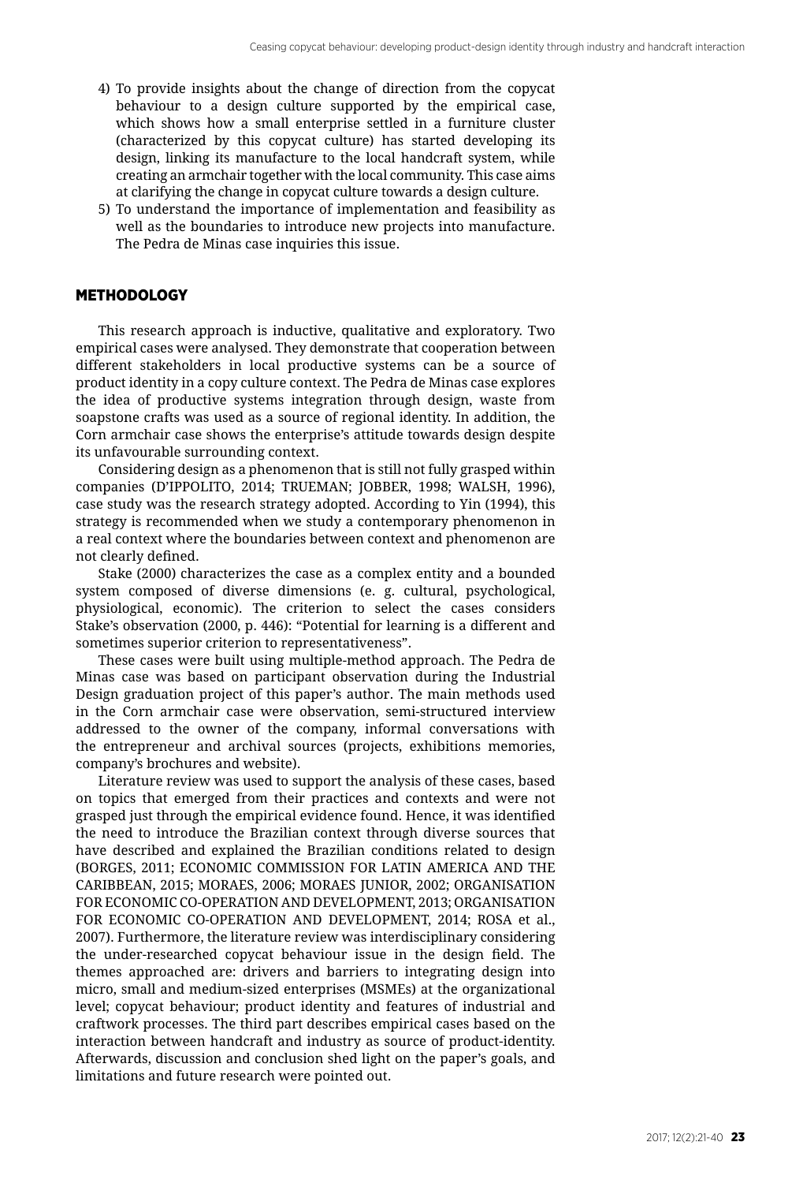4) To provide insights about the change of direction from the copycat behaviour to a design culture supported by the empirical case, which shows how a small enterprise settled in a furniture cluster (characterized by this copycat culture) has started developing its design, linking its manufacture to the local handcraft system, while creating an armchair together with the local community. This case aims at clarifying the change in copycat culture towards a design culture.
5) To understand the importance of implementation and feasibility as well as the boundaries to introduce new projects into manufacture. The Pedra de Minas case inquiries this issue.

## METHODOLOGY

This research approach is inductive, qualitative and exploratory. Two empirical cases were analysed. They demonstrate that cooperation between different stakeholders in local productive systems can be a source of product identity in a copy culture context. The Pedra de Minas case explores the idea of productive systems integration through design, waste from soapstone crafts was used as a source of regional identity. In addition, the Corn armchair case shows the enterprise's attitude towards design despite its unfavourable surrounding context.

Considering design as a phenomenon that is still not fully grasped within companies (D'IPPOLITO, 2014; TRUEMAN; JOBBER, 1998; WALSH, 1996), case study was the research strategy adopted. According to Yin (1994), this strategy is recommended when we study a contemporary phenomenon in a real context where the boundaries between context and phenomenon are not clearly defined.

Stake (2000) characterizes the case as a complex entity and a bounded system composed of diverse dimensions (e. g. cultural, psychological, physiological, economic). The criterion to select the cases considers Stake's observation (2000, p. 446): "Potential for learning is a different and sometimes superior criterion to representativeness".

These cases were built using multiple-method approach. The Pedra de Minas case was based on participant observation during the Industrial Design graduation project of this paper's author. The main methods used in the Corn armchair case were observation, semi-structured interview addressed to the owner of the company, informal conversations with the entrepreneur and archival sources (projects, exhibitions memories, company's brochures and website).

Literature review was used to support the analysis of these cases, based on topics that emerged from their practices and contexts and were not grasped just through the empirical evidence found. Hence, it was identified the need to introduce the Brazilian context through diverse sources that have described and explained the Brazilian conditions related to design (BORGES, 2011; ECONOMIC COMMISSION FOR LATIN AMERICA AND THE CARIBBEAN, 2015; MORAES, 2006; MORAES JUNIOR, 2002; ORGANISATION FOR ECONOMIC CO-OPERATION AND DEVELOPMENT, 2013; ORGANISATION FOR ECONOMIC CO-OPERATION AND DEVELOPMENT, 2014; ROSA et al., 2007). Furthermore, the literature review was interdisciplinary considering the under-researched copycat behaviour issue in the design field. The themes approached are: drivers and barriers to integrating design into micro, small and medium-sized enterprises (MSMEs) at the organizational level; copycat behaviour; product identity and features of industrial and craftwork processes. The third part describes empirical cases based on the interaction between handcraft and industry as source of product-identity. Afterwards, discussion and conclusion shed light on the paper's goals, and limitations and future research were pointed out.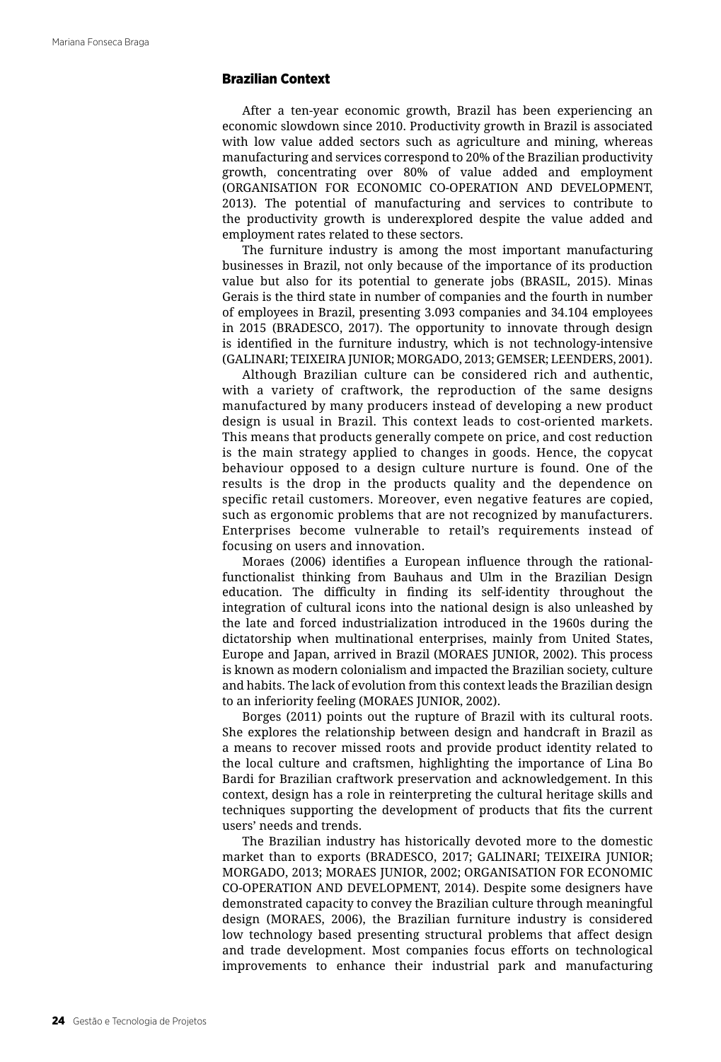## Brazilian Context

After a ten-year economic growth, Brazil has been experiencing an economic slowdown since 2010. Productivity growth in Brazil is associated with low value added sectors such as agriculture and mining, whereas manufacturing and services correspond to 20% of the Brazilian productivity growth, concentrating over 80% of value added and employment (ORGANISATION FOR ECONOMIC CO-OPERATION AND DEVELOPMENT, 2013). The potential of manufacturing and services to contribute to the productivity growth is underexplored despite the value added and employment rates related to these sectors.

The furniture industry is among the most important manufacturing businesses in Brazil, not only because of the importance of its production value but also for its potential to generate jobs (BRASIL, 2015). Minas Gerais is the third state in number of companies and the fourth in number of employees in Brazil, presenting 3.093 companies and 34.104 employees in 2015 (BRADESCO, 2017). The opportunity to innovate through design is identified in the furniture industry, which is not technology-intensive (GALINARI; TEIXEIRA JUNIOR; MORGADO, 2013; GEMSER; LEENDERS, 2001).

Although Brazilian culture can be considered rich and authentic, with a variety of craftwork, the reproduction of the same designs manufactured by many producers instead of developing a new product design is usual in Brazil. This context leads to cost-oriented markets. This means that products generally compete on price, and cost reduction is the main strategy applied to changes in goods. Hence, the copycat behaviour opposed to a design culture nurture is found. One of the results is the drop in the products quality and the dependence on specific retail customers. Moreover, even negative features are copied, such as ergonomic problems that are not recognized by manufacturers. Enterprises become vulnerable to retail's requirements instead of focusing on users and innovation.

Moraes (2006) identifies a European influence through the rational-functionalist thinking from Bauhaus and Ulm in the Brazilian Design education. The difficulty in finding its self-identity throughout the integration of cultural icons into the national design is also unleashed by the late and forced industrialization introduced in the 1960s during the dictatorship when multinational enterprises, mainly from United States, Europe and Japan, arrived in Brazil (MORAES JUNIOR, 2002). This process is known as modern colonialism and impacted the Brazilian society, culture and habits. The lack of evolution from this context leads the Brazilian design to an inferiority feeling (MORAES JUNIOR, 2002).

Borges (2011) points out the rupture of Brazil with its cultural roots. She explores the relationship between design and handcraft in Brazil as a means to recover missed roots and provide product identity related to the local culture and craftsmen, highlighting the importance of Lina Bo Bardi for Brazilian craftwork preservation and acknowledgement. In this context, design has a role in reinterpreting the cultural heritage skills and techniques supporting the development of products that fits the current users' needs and trends.

The Brazilian industry has historically devoted more to the domestic market than to exports (BRADESCO, 2017; GALINARI; TEIXEIRA JUNIOR; MORGADO, 2013; MORAES JUNIOR, 2002; ORGANISATION FOR ECONOMIC CO-OPERATION AND DEVELOPMENT, 2014). Despite some designers have demonstrated capacity to convey the Brazilian culture through meaningful design (MORAES, 2006), the Brazilian furniture industry is considered low technology based presenting structural problems that affect design and trade development. Most companies focus efforts on technological improvements to enhance their industrial park and manufacturing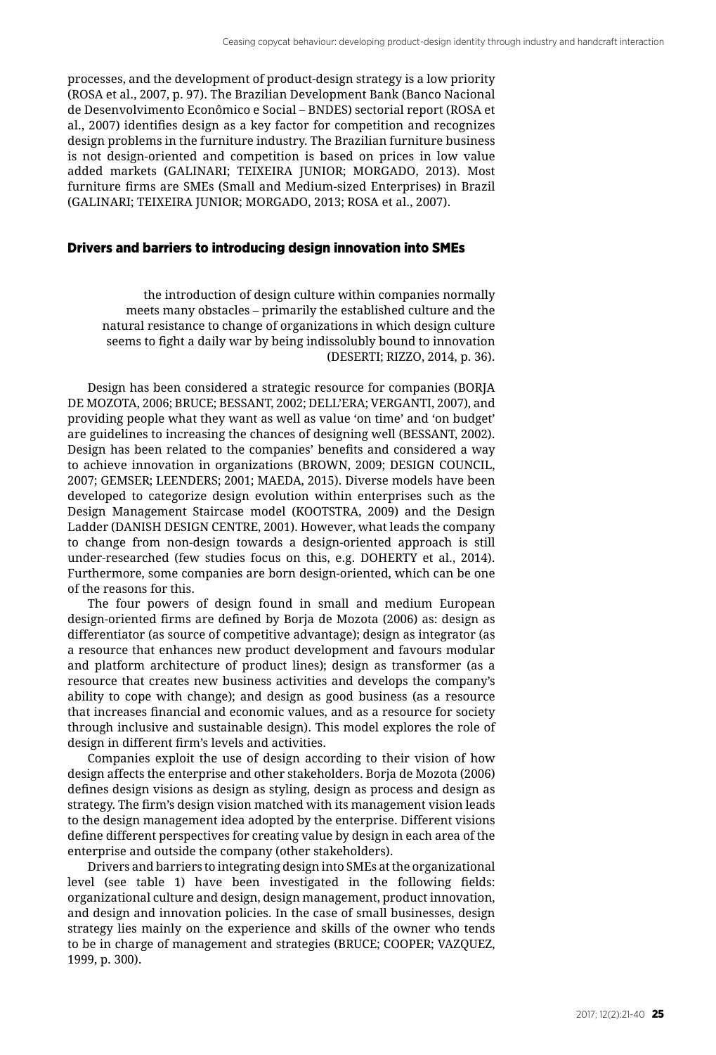processes, and the development of product-design strategy is a low priority (ROSA et al., 2007, p. 97). The Brazilian Development Bank (Banco Nacional de Desenvolvimento Econômico e Social – BNDES) sectorial report (ROSA et al., 2007) identifies design as a key factor for competition and recognizes design problems in the furniture industry. The Brazilian furniture business is not design-oriented and competition is based on prices in low value added markets (GALINARI; TEIXEIRA JUNIOR; MORGADO, 2013). Most furniture firms are SMEs (Small and Medium-sized Enterprises) in Brazil (GALINARI; TEIXEIRA JUNIOR; MORGADO, 2013; ROSA et al., 2007).

## Drivers and barriers to introducing design innovation into SMEs

> the introduction of design culture within companies normally meets many obstacles – primarily the established culture and the natural resistance to change of organizations in which design culture seems to fight a daily war by being indissolubly bound to innovation (DESERTI; RIZZO, 2014, p. 36).

Design has been considered a strategic resource for companies (BORJA DE MOZOTA, 2006; BRUCE; BESSANT, 2002; DELL'ERA; VERGANTI, 2007), and providing people what they want as well as value 'on time' and 'on budget' are guidelines to increasing the chances of designing well (BESSANT, 2002). Design has been related to the companies' benefits and considered a way to achieve innovation in organizations (BROWN, 2009; DESIGN COUNCIL, 2007; GEMSER; LEENDERS; 2001; MAEDA, 2015). Diverse models have been developed to categorize design evolution within enterprises such as the Design Management Staircase model (KOOTSTRA, 2009) and the Design Ladder (DANISH DESIGN CENTRE, 2001). However, what leads the company to change from non-design towards a design-oriented approach is still under-researched (few studies focus on this, e.g. DOHERTY et al., 2014). Furthermore, some companies are born design-oriented, which can be one of the reasons for this.

The four powers of design found in small and medium European design-oriented firms are defined by Borja de Mozota (2006) as: design as differentiator (as source of competitive advantage); design as integrator (as a resource that enhances new product development and favours modular and platform architecture of product lines); design as transformer (as a resource that creates new business activities and develops the company's ability to cope with change); and design as good business (as a resource that increases financial and economic values, and as a resource for society through inclusive and sustainable design). This model explores the role of design in different firm's levels and activities.

Companies exploit the use of design according to their vision of how design affects the enterprise and other stakeholders. Borja de Mozota (2006) defines design visions as design as styling, design as process and design as strategy. The firm's design vision matched with its management vision leads to the design management idea adopted by the enterprise. Different visions define different perspectives for creating value by design in each area of the enterprise and outside the company (other stakeholders).

Drivers and barriers to integrating design into SMEs at the organizational level (see table 1) have been investigated in the following fields: organizational culture and design, design management, product innovation, and design and innovation policies. In the case of small businesses, design strategy lies mainly on the experience and skills of the owner who tends to be in charge of management and strategies (BRUCE; COOPER; VAZQUEZ, 1999, p. 300).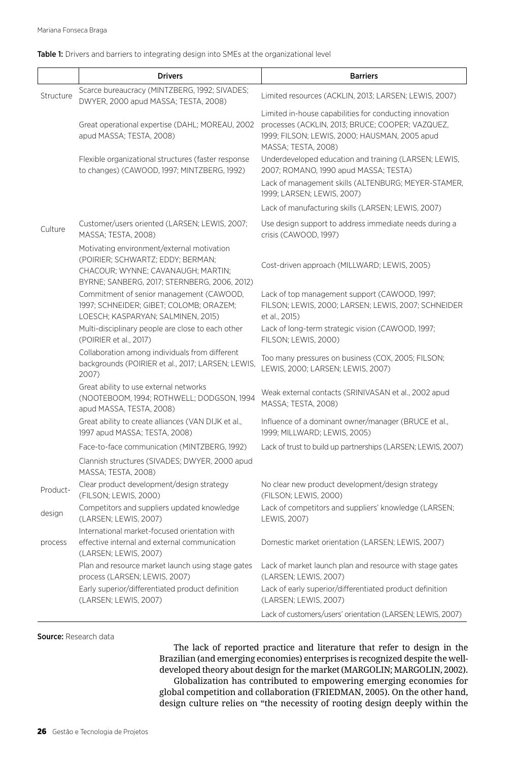**Table 1:** Drivers and barriers to integrating design into SMEs at the organizational level

| | Drivers | Barriers |
|---|---|---|
| Structure | Scarce bureaucracy (MINTZBERG, 1992; SIVADES; DWYER, 2000 apud MASSA; TESTA, 2008) | Limited resources (ACKLIN, 2013; LARSEN; LEWIS, 2007) |
| | Great operational expertise (DAHL; MOREAU, 2002 apud MASSA; TESTA, 2008) | Limited in-house capabilities for conducting innovation processes (ACKLIN, 2013; BRUCE; COOPER; VAZQUEZ, 1999; FILSON; LEWIS, 2000; HAUSMAN, 2005 apud MASSA; TESTA, 2008) |
| | Flexible organizational structures (faster response to changes) (CAWOOD, 1997; MINTZBERG, 1992) | Underdeveloped education and training (LARSEN; LEWIS, 2007; ROMANO, 1990 apud MASSA; TESTA) |
| | | Lack of management skills (ALTENBURG; MEYER-STAMER, 1999; LARSEN; LEWIS, 2007) |
| | | Lack of manufacturing skills (LARSEN; LEWIS, 2007) |
| Culture | Customer/users oriented (LARSEN; LEWIS, 2007; MASSA; TESTA, 2008) | Use design support to address immediate needs during a crisis (CAWOOD, 1997) |
| | Motivating environment/external motivation (POIRIER; SCHWARTZ; EDDY; BERMAN; CHACOUR; WYNNE; CAVANAUGH; MARTIN; BYRNE; SANBERG, 2017; STERNBERG, 2006, 2012) | Cost-driven approach (MILLWARD; LEWIS, 2005) |
| | Commitment of senior management (CAWOOD, 1997; SCHNEIDER; GIBET; COLOMB; ORAZEM; LOESCH; KASPARYAN; SALMINEN, 2015) | Lack of top management support (CAWOOD, 1997; FILSON; LEWIS, 2000; LARSEN; LEWIS, 2007; SCHNEIDER et al., 2015) |
| | Multi-disciplinary people are close to each other (POIRIER et al., 2017) | Lack of long-term strategic vision (CAWOOD, 1997; FILSON; LEWIS, 2000) |
| | Collaboration among individuals from different backgrounds (POIRIER et al., 2017; LARSEN; LEWIS, 2007) | Too many pressures on business (COX, 2005; FILSON; LEWIS, 2000; LARSEN; LEWIS, 2007) |
| | Great ability to use external networks (NOOTEBOOM, 1994; ROTHWELL; DODGSON, 1994 apud MASSA, TESTA, 2008) | Weak external contacts (SRINIVASAN et al., 2002 apud MASSA; TESTA, 2008) |
| | Great ability to create alliances (VAN DIJK et al., 1997 apud MASSA; TESTA, 2008) | Influence of a dominant owner/manager (BRUCE et al., 1999; MILLWARD; LEWIS, 2005) |
| | Face-to-face communication (MINTZBERG, 1992) | Lack of trust to build up partnerships (LARSEN; LEWIS, 2007) |
| | Clannish structures (SIVADES; DWYER, 2000 apud MASSA; TESTA, 2008) | |
| Product-design process | Clear product development/design strategy (FILSON; LEWIS, 2000) | No clear new product development/design strategy (FILSON; LEWIS, 2000) |
| | Competitors and suppliers updated knowledge (LARSEN; LEWIS, 2007) | Lack of competitors and suppliers' knowledge (LARSEN; LEWIS, 2007) |
| | International market-focused orientation with effective internal and external communication (LARSEN; LEWIS, 2007) | Domestic market orientation (LARSEN; LEWIS, 2007) |
| | Plan and resource market launch using stage gates process (LARSEN; LEWIS, 2007) | Lack of market launch plan and resource with stage gates (LARSEN; LEWIS, 2007) |
| | Early superior/differentiated product definition (LARSEN; LEWIS, 2007) | Lack of early superior/differentiated product definition (LARSEN; LEWIS, 2007) |
| | | Lack of customers/users' orientation (LARSEN; LEWIS, 2007) |

**Source:** Research data

The lack of reported practice and literature that refer to design in the Brazilian (and emerging economies) enterprises is recognized despite the well-developed theory about design for the market (MARGOLIN; MARGOLIN, 2002).

Globalization has contributed to empowering emerging economies for global competition and collaboration (FRIEDMAN, 2005). On the other hand, design culture relies on "the necessity of rooting design deeply within the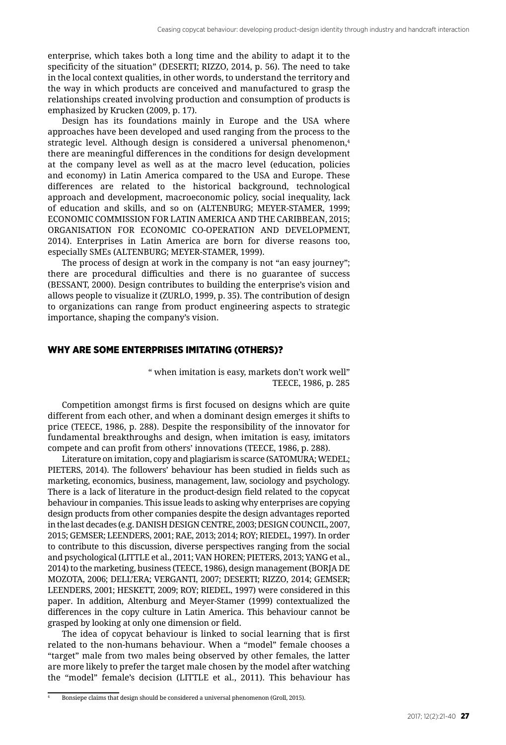enterprise, which takes both a long time and the ability to adapt it to the specificity of the situation" (DESERTI; RIZZO, 2014, p. 56). The need to take in the local context qualities, in other words, to understand the territory and the way in which products are conceived and manufactured to grasp the relationships created involving production and consumption of products is emphasized by Krucken (2009, p. 17).

Design has its foundations mainly in Europe and the USA where approaches have been developed and used ranging from the process to the strategic level. Although design is considered a universal phenomenon,[4] there are meaningful differences in the conditions for design development at the company level as well as at the macro level (education, policies and economy) in Latin America compared to the USA and Europe. These differences are related to the historical background, technological approach and development, macroeconomic policy, social inequality, lack of education and skills, and so on (ALTENBURG; MEYER-STAMER, 1999; ECONOMIC COMMISSION FOR LATIN AMERICA AND THE CARIBBEAN, 2015; ORGANISATION FOR ECONOMIC CO-OPERATION AND DEVELOPMENT, 2014). Enterprises in Latin America are born for diverse reasons too, especially SMEs (ALTENBURG; MEYER-STAMER, 1999).

The process of design at work in the company is not "an easy journey"; there are procedural difficulties and there is no guarantee of success (BESSANT, 2000). Design contributes to building the enterprise's vision and allows people to visualize it (ZURLO, 1999, p. 35). The contribution of design to organizations can range from product engineering aspects to strategic importance, shaping the company's vision.

## WHY ARE SOME ENTERPRISES IMITATING (OTHERS)?

" when imitation is easy, markets don't work well"
TEECE, 1986, p. 285

Competition amongst firms is first focused on designs which are quite different from each other, and when a dominant design emerges it shifts to price (TEECE, 1986, p. 288). Despite the responsibility of the innovator for fundamental breakthroughs and design, when imitation is easy, imitators compete and can profit from others' innovations (TEECE, 1986, p. 288).

Literature on imitation, copy and plagiarism is scarce (SATOMURA; WEDEL; PIETERS, 2014). The followers' behaviour has been studied in fields such as marketing, economics, business, management, law, sociology and psychology. There is a lack of literature in the product-design field related to the copycat behaviour in companies. This issue leads to asking why enterprises are copying design products from other companies despite the design advantages reported in the last decades (e.g. DANISH DESIGN CENTRE, 2003; DESIGN COUNCIL, 2007, 2015; GEMSER; LEENDERS, 2001; RAE, 2013; 2014; ROY; RIEDEL, 1997). In order to contribute to this discussion, diverse perspectives ranging from the social and psychological (LITTLE et al., 2011; VAN HOREN; PIETERS, 2013; YANG et al., 2014) to the marketing, business (TEECE, 1986), design management (BORJA DE MOZOTA, 2006; DELL'ERA; VERGANTI, 2007; DESERTI; RIZZO, 2014; GEMSER; LEENDERS, 2001; HESKETT, 2009; ROY; RIEDEL, 1997) were considered in this paper. In addition, Altenburg and Meyer-Stamer (1999) contextualized the differences in the copy culture in Latin America. This behaviour cannot be grasped by looking at only one dimension or field.

The idea of copycat behaviour is linked to social learning that is first related to the non-humans behaviour. When a "model" female chooses a "target" male from two males being observed by other females, the latter are more likely to prefer the target male chosen by the model after watching the "model" female's decision (LITTLE et al., 2011). This behaviour has

[4] Bonsiepe claims that design should be considered a universal phenomenon (Groll, 2015).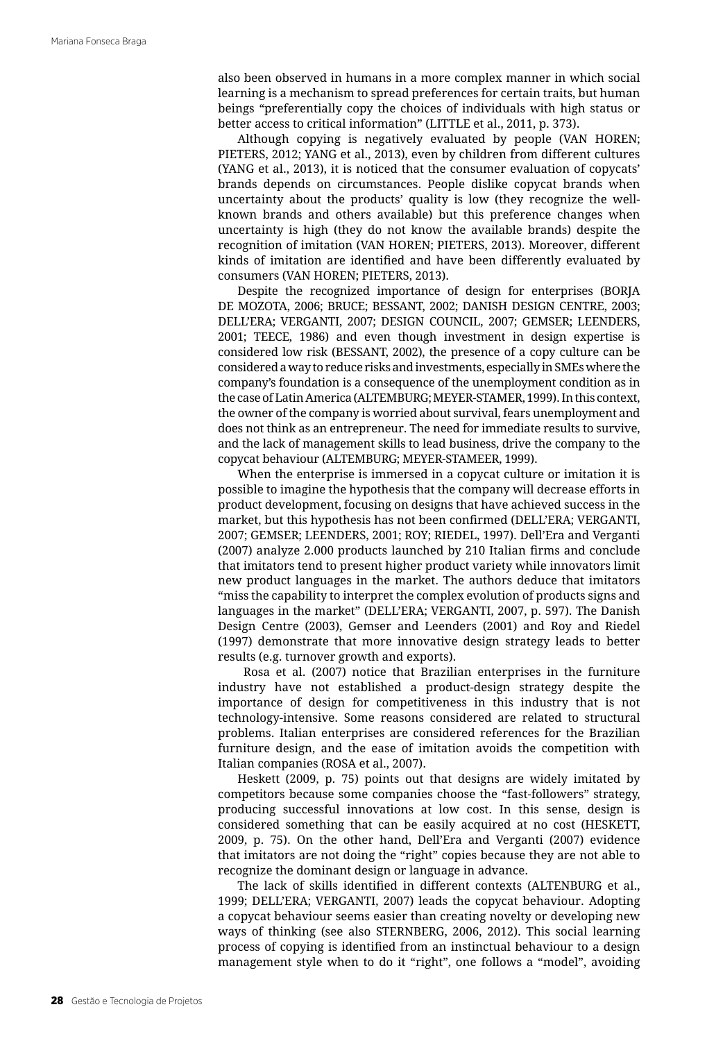also been observed in humans in a more complex manner in which social learning is a mechanism to spread preferences for certain traits, but human beings "preferentially copy the choices of individuals with high status or better access to critical information" (LITTLE et al., 2011, p. 373).

Although copying is negatively evaluated by people (VAN HOREN; PIETERS, 2012; YANG et al., 2013), even by children from different cultures (YANG et al., 2013), it is noticed that the consumer evaluation of copycats' brands depends on circumstances. People dislike copycat brands when uncertainty about the products' quality is low (they recognize the well-known brands and others available) but this preference changes when uncertainty is high (they do not know the available brands) despite the recognition of imitation (VAN HOREN; PIETERS, 2013). Moreover, different kinds of imitation are identified and have been differently evaluated by consumers (VAN HOREN; PIETERS, 2013).

Despite the recognized importance of design for enterprises (BORJA DE MOZOTA, 2006; BRUCE; BESSANT, 2002; DANISH DESIGN CENTRE, 2003; DELL'ERA; VERGANTI, 2007; DESIGN COUNCIL, 2007; GEMSER; LEENDERS, 2001; TEECE, 1986) and even though investment in design expertise is considered low risk (BESSANT, 2002), the presence of a copy culture can be considered a way to reduce risks and investments, especially in SMEs where the company's foundation is a consequence of the unemployment condition as in the case of Latin America (ALTEMBURG; MEYER-STAMER, 1999). In this context, the owner of the company is worried about survival, fears unemployment and does not think as an entrepreneur. The need for immediate results to survive, and the lack of management skills to lead business, drive the company to the copycat behaviour (ALTEMBURG; MEYER-STAMEER, 1999).

When the enterprise is immersed in a copycat culture or imitation it is possible to imagine the hypothesis that the company will decrease efforts in product development, focusing on designs that have achieved success in the market, but this hypothesis has not been confirmed (DELL'ERA; VERGANTI, 2007; GEMSER; LEENDERS, 2001; ROY; RIEDEL, 1997). Dell'Era and Verganti (2007) analyze 2.000 products launched by 210 Italian firms and conclude that imitators tend to present higher product variety while innovators limit new product languages in the market. The authors deduce that imitators "miss the capability to interpret the complex evolution of products signs and languages in the market" (DELL'ERA; VERGANTI, 2007, p. 597). The Danish Design Centre (2003), Gemser and Leenders (2001) and Roy and Riedel (1997) demonstrate that more innovative design strategy leads to better results (e.g. turnover growth and exports).

Rosa et al. (2007) notice that Brazilian enterprises in the furniture industry have not established a product-design strategy despite the importance of design for competitiveness in this industry that is not technology-intensive. Some reasons considered are related to structural problems. Italian enterprises are considered references for the Brazilian furniture design, and the ease of imitation avoids the competition with Italian companies (ROSA et al., 2007).

Heskett (2009, p. 75) points out that designs are widely imitated by competitors because some companies choose the "fast-followers" strategy, producing successful innovations at low cost. In this sense, design is considered something that can be easily acquired at no cost (HESKETT, 2009, p. 75). On the other hand, Dell'Era and Verganti (2007) evidence that imitators are not doing the "right" copies because they are not able to recognize the dominant design or language in advance.

The lack of skills identified in different contexts (ALTENBURG et al., 1999; DELL'ERA; VERGANTI, 2007) leads the copycat behaviour. Adopting a copycat behaviour seems easier than creating novelty or developing new ways of thinking (see also STERNBERG, 2006, 2012). This social learning process of copying is identified from an instinctual behaviour to a design management style when to do it "right", one follows a "model", avoiding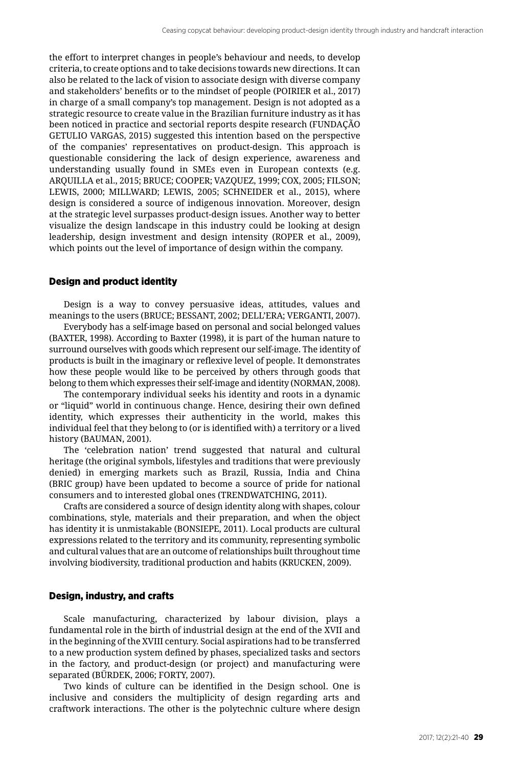the effort to interpret changes in people's behaviour and needs, to develop criteria, to create options and to take decisions towards new directions. It can also be related to the lack of vision to associate design with diverse company and stakeholders' benefits or to the mindset of people (POIRIER et al., 2017) in charge of a small company's top management. Design is not adopted as a strategic resource to create value in the Brazilian furniture industry as it has been noticed in practice and sectorial reports despite research (FUNDAÇÃO GETULIO VARGAS, 2015) suggested this intention based on the perspective of the companies' representatives on product-design. This approach is questionable considering the lack of design experience, awareness and understanding usually found in SMEs even in European contexts (e.g. ARQUILLA et al., 2015; BRUCE; COOPER; VAZQUEZ, 1999; COX, 2005; FILSON; LEWIS, 2000; MILLWARD; LEWIS, 2005; SCHNEIDER et al., 2015), where design is considered a source of indigenous innovation. Moreover, design at the strategic level surpasses product-design issues. Another way to better visualize the design landscape in this industry could be looking at design leadership, design investment and design intensity (ROPER et al., 2009), which points out the level of importance of design within the company.

## Design and product identity

Design is a way to convey persuasive ideas, attitudes, values and meanings to the users (BRUCE; BESSANT, 2002; DELL'ERA; VERGANTI, 2007).

Everybody has a self-image based on personal and social belonged values (BAXTER, 1998). According to Baxter (1998), it is part of the human nature to surround ourselves with goods which represent our self-image. The identity of products is built in the imaginary or reflexive level of people. It demonstrates how these people would like to be perceived by others through goods that belong to them which expresses their self-image and identity (NORMAN, 2008).

The contemporary individual seeks his identity and roots in a dynamic or "liquid" world in continuous change. Hence, desiring their own defined identity, which expresses their authenticity in the world, makes this individual feel that they belong to (or is identified with) a territory or a lived history (BAUMAN, 2001).

The 'celebration nation' trend suggested that natural and cultural heritage (the original symbols, lifestyles and traditions that were previously denied) in emerging markets such as Brazil, Russia, India and China (BRIC group) have been updated to become a source of pride for national consumers and to interested global ones (TRENDWATCHING, 2011).

Crafts are considered a source of design identity along with shapes, colour combinations, style, materials and their preparation, and when the object has identity it is unmistakable (BONSIEPE, 2011). Local products are cultural expressions related to the territory and its community, representing symbolic and cultural values that are an outcome of relationships built throughout time involving biodiversity, traditional production and habits (KRUCKEN, 2009).

## Design, industry, and crafts

Scale manufacturing, characterized by labour division, plays a fundamental role in the birth of industrial design at the end of the XVII and in the beginning of the XVIII century. Social aspirations had to be transferred to a new production system defined by phases, specialized tasks and sectors in the factory, and product-design (or project) and manufacturing were separated (BÜRDEK, 2006; FORTY, 2007).

Two kinds of culture can be identified in the Design school. One is inclusive and considers the multiplicity of design regarding arts and craftwork interactions. The other is the polytechnic culture where design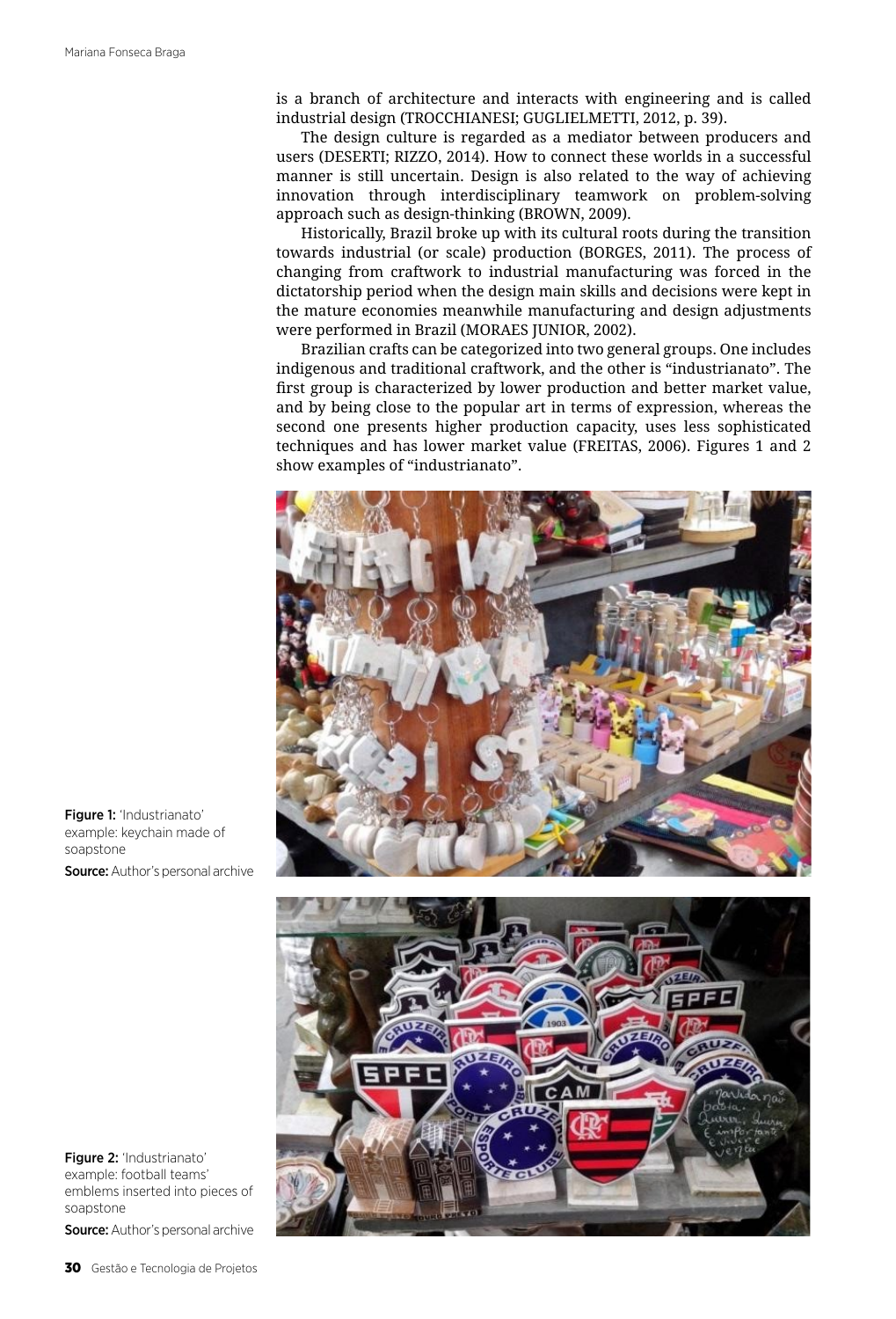is a branch of architecture and interacts with engineering and is called industrial design (TROCCHIANESI; GUGLIELMETTI, 2012, p. 39).

The design culture is regarded as a mediator between producers and users (DESERTI; RIZZO, 2014). How to connect these worlds in a successful manner is still uncertain. Design is also related to the way of achieving innovation through interdisciplinary teamwork on problem-solving approach such as design-thinking (BROWN, 2009).

Historically, Brazil broke up with its cultural roots during the transition towards industrial (or scale) production (BORGES, 2011). The process of changing from craftwork to industrial manufacturing was forced in the dictatorship period when the design main skills and decisions were kept in the mature economies meanwhile manufacturing and design adjustments were performed in Brazil (MORAES JUNIOR, 2002).

Brazilian crafts can be categorized into two general groups. One includes indigenous and traditional craftwork, and the other is "industrianato". The first group is characterized by lower production and better market value, and by being close to the popular art in terms of expression, whereas the second one presents higher production capacity, uses less sophisticated techniques and has lower market value (FREITAS, 2006). Figures 1 and 2 show examples of "industrianato".

**Figure 1:** 'Industrianato' example: keychain made of soapstone

**Source:** Author's personal archive

**Figure 2:** 'Industrianato' example: football teams' emblems inserted into pieces of soapstone

**Source:** Author's personal archive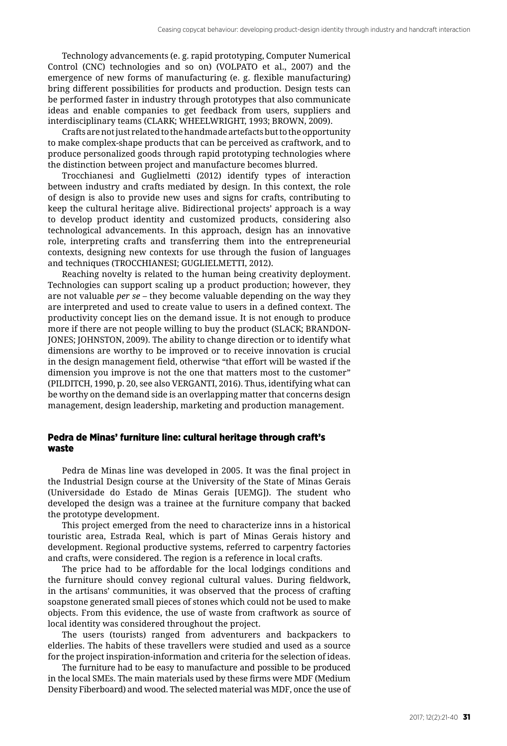Technology advancements (e. g. rapid prototyping, Computer Numerical Control (CNC) technologies and so on) (VOLPATO et al., 2007) and the emergence of new forms of manufacturing (e. g. flexible manufacturing) bring different possibilities for products and production. Design tests can be performed faster in industry through prototypes that also communicate ideas and enable companies to get feedback from users, suppliers and interdisciplinary teams (CLARK; WHEELWRIGHT, 1993; BROWN, 2009).

Crafts are not just related to the handmade artefacts but to the opportunity to make complex-shape products that can be perceived as craftwork, and to produce personalized goods through rapid prototyping technologies where the distinction between project and manufacture becomes blurred.

Trocchianesi and Guglielmetti (2012) identify types of interaction between industry and crafts mediated by design. In this context, the role of design is also to provide new uses and signs for crafts, contributing to keep the cultural heritage alive. Bidirectional projects' approach is a way to develop product identity and customized products, considering also technological advancements. In this approach, design has an innovative role, interpreting crafts and transferring them into the entrepreneurial contexts, designing new contexts for use through the fusion of languages and techniques (TROCCHIANESI; GUGLIELMETTI, 2012).

Reaching novelty is related to the human being creativity deployment. Technologies can support scaling up a product production; however, they are not valuable *per se* – they become valuable depending on the way they are interpreted and used to create value to users in a defined context. The productivity concept lies on the demand issue. It is not enough to produce more if there are not people willing to buy the product (SLACK; BRANDON-JONES; JOHNSTON, 2009). The ability to change direction or to identify what dimensions are worthy to be improved or to receive innovation is crucial in the design management field, otherwise "that effort will be wasted if the dimension you improve is not the one that matters most to the customer" (PILDITCH, 1990, p. 20, see also VERGANTI, 2016). Thus, identifying what can be worthy on the demand side is an overlapping matter that concerns design management, design leadership, marketing and production management.

## Pedra de Minas' furniture line: cultural heritage through craft's waste

Pedra de Minas line was developed in 2005. It was the final project in the Industrial Design course at the University of the State of Minas Gerais (Universidade do Estado de Minas Gerais [UEMG]). The student who developed the design was a trainee at the furniture company that backed the prototype development.

This project emerged from the need to characterize inns in a historical touristic area, Estrada Real, which is part of Minas Gerais history and development. Regional productive systems, referred to carpentry factories and crafts, were considered. The region is a reference in local crafts.

The price had to be affordable for the local lodgings conditions and the furniture should convey regional cultural values. During fieldwork, in the artisans' communities, it was observed that the process of crafting soapstone generated small pieces of stones which could not be used to make objects. From this evidence, the use of waste from craftwork as source of local identity was considered throughout the project.

The users (tourists) ranged from adventurers and backpackers to elderlies. The habits of these travellers were studied and used as a source for the project inspiration-information and criteria for the selection of ideas.

The furniture had to be easy to manufacture and possible to be produced in the local SMEs. The main materials used by these firms were MDF (Medium Density Fiberboard) and wood. The selected material was MDF, once the use of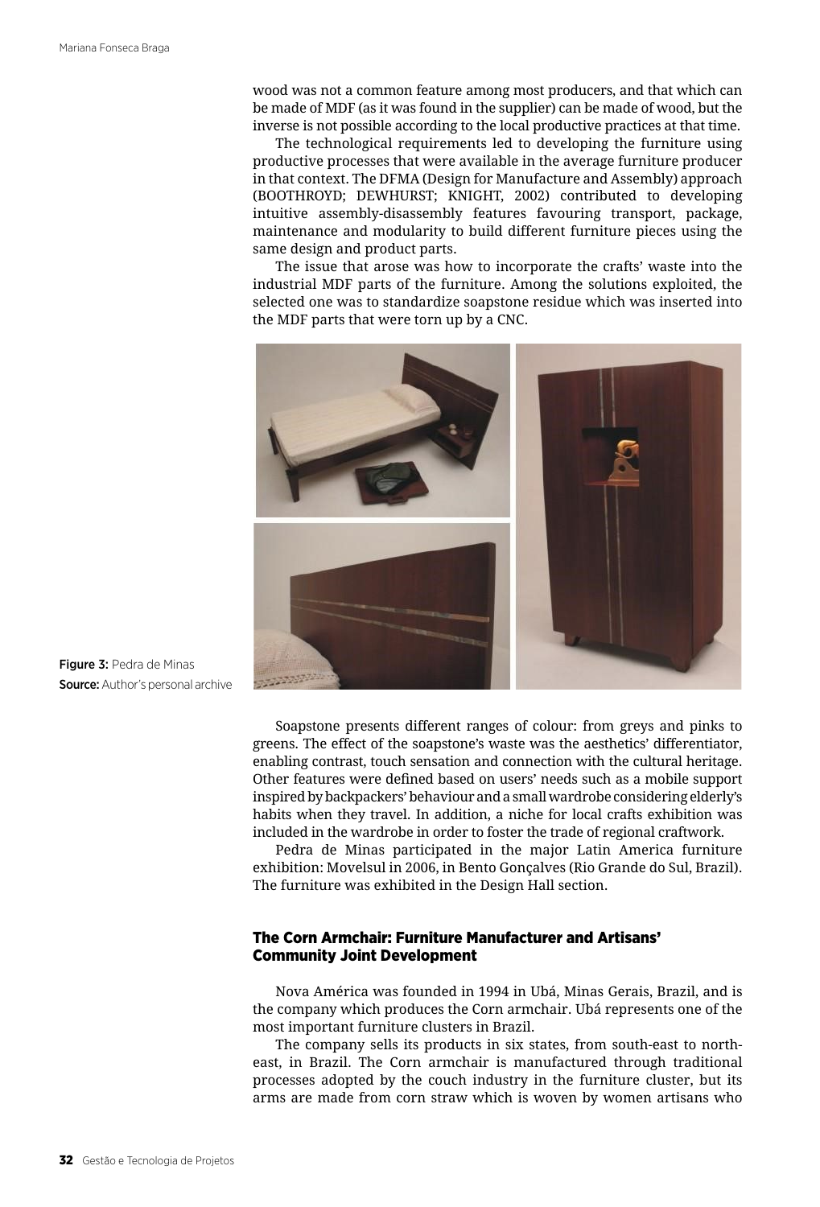wood was not a common feature among most producers, and that which can be made of MDF (as it was found in the supplier) can be made of wood, but the inverse is not possible according to the local productive practices at that time.

The technological requirements led to developing the furniture using productive processes that were available in the average furniture producer in that context. The DFMA (Design for Manufacture and Assembly) approach (BOOTHROYD; DEWHURST; KNIGHT, 2002) contributed to developing intuitive assembly-disassembly features favouring transport, package, maintenance and modularity to build different furniture pieces using the same design and product parts.

The issue that arose was how to incorporate the crafts' waste into the industrial MDF parts of the furniture. Among the solutions exploited, the selected one was to standardize soapstone residue which was inserted into the MDF parts that were torn up by a CNC.

**Figure 3:** Pedra de Minas
**Source:** Author's personal archive

Soapstone presents different ranges of colour: from greys and pinks to greens. The effect of the soapstone's waste was the aesthetics' differentiator, enabling contrast, touch sensation and connection with the cultural heritage. Other features were defined based on users' needs such as a mobile support inspired by backpackers' behaviour and a small wardrobe considering elderly's habits when they travel. In addition, a niche for local crafts exhibition was included in the wardrobe in order to foster the trade of regional craftwork.

Pedra de Minas participated in the major Latin America furniture exhibition: Movelsul in 2006, in Bento Gonçalves (Rio Grande do Sul, Brazil). The furniture was exhibited in the Design Hall section.

## The Corn Armchair: Furniture Manufacturer and Artisans' Community Joint Development

Nova América was founded in 1994 in Ubá, Minas Gerais, Brazil, and is the company which produces the Corn armchair. Ubá represents one of the most important furniture clusters in Brazil.

The company sells its products in six states, from south-east to north-east, in Brazil. The Corn armchair is manufactured through traditional processes adopted by the couch industry in the furniture cluster, but its arms are made from corn straw which is woven by women artisans who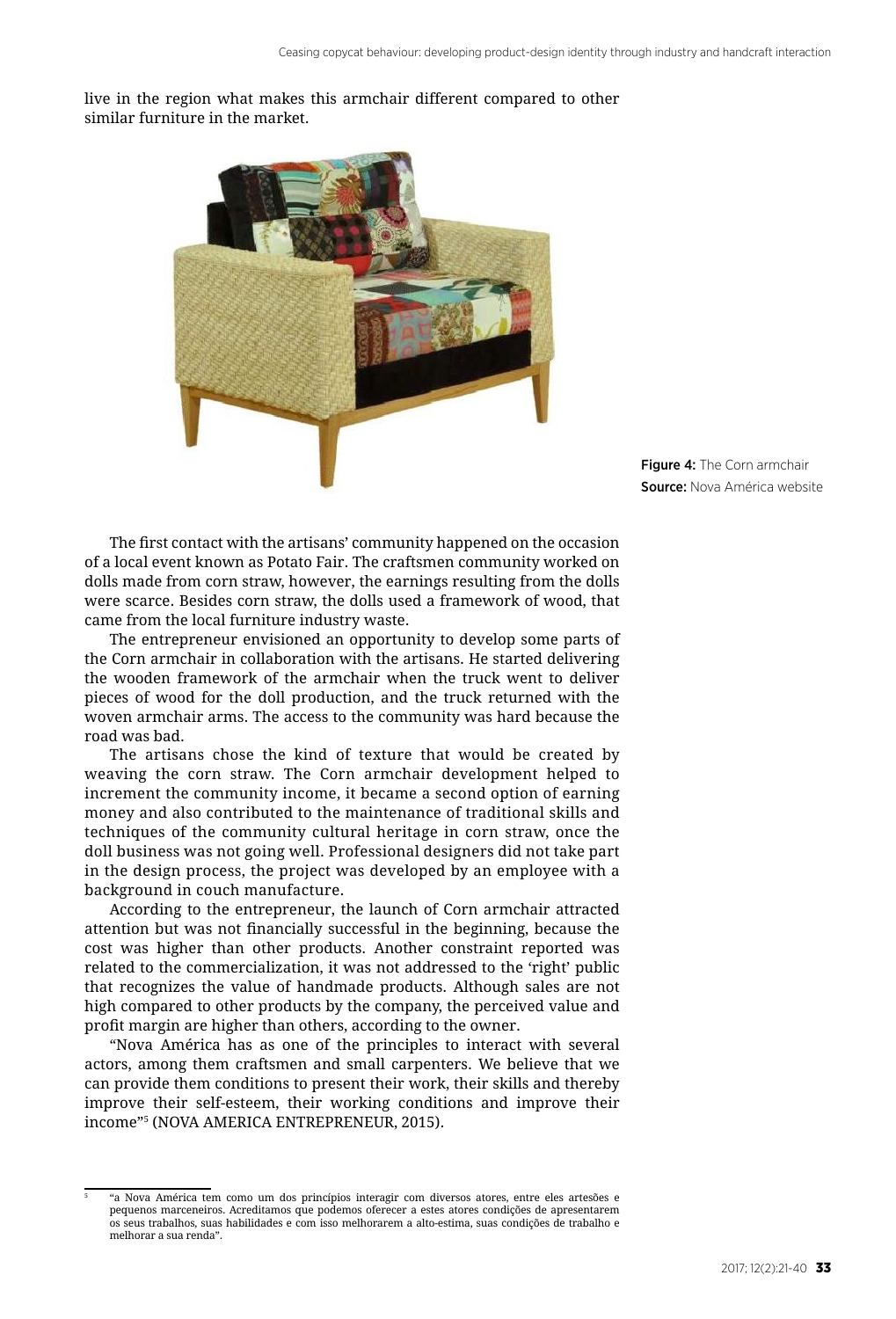live in the region what makes this armchair different compared to other similar furniture in the market.

**Figure 4:** The Corn armchair
**Source:** Nova América website

The first contact with the artisans' community happened on the occasion of a local event known as Potato Fair. The craftsmen community worked on dolls made from corn straw, however, the earnings resulting from the dolls were scarce. Besides corn straw, the dolls used a framework of wood, that came from the local furniture industry waste.

The entrepreneur envisioned an opportunity to develop some parts of the Corn armchair in collaboration with the artisans. He started delivering the wooden framework of the armchair when the truck went to deliver pieces of wood for the doll production, and the truck returned with the woven armchair arms. The access to the community was hard because the road was bad.

The artisans chose the kind of texture that would be created by weaving the corn straw. The Corn armchair development helped to increment the community income, it became a second option of earning money and also contributed to the maintenance of traditional skills and techniques of the community cultural heritage in corn straw, once the doll business was not going well. Professional designers did not take part in the design process, the project was developed by an employee with a background in couch manufacture.

According to the entrepreneur, the launch of Corn armchair attracted attention but was not financially successful in the beginning, because the cost was higher than other products. Another constraint reported was related to the commercialization, it was not addressed to the 'right' public that recognizes the value of handmade products. Although sales are not high compared to other products by the company, the perceived value and profit margin are higher than others, according to the owner.

"Nova América has as one of the principles to interact with several actors, among them craftsmen and small carpenters. We believe that we can provide them conditions to present their work, their skills and thereby improve their self-esteem, their working conditions and improve their income"[5] (NOVA AMERICA ENTREPRENEUR, 2015).

---

[5] "a Nova América tem como um dos princípios interagir com diversos atores, entre eles artesões e pequenos marceneiros. Acreditamos que podemos oferecer a estes atores condições de apresentarem os seus trabalhos, suas habilidades e com isso melhorarem a alto-estima, suas condições de trabalho e melhorar a sua renda".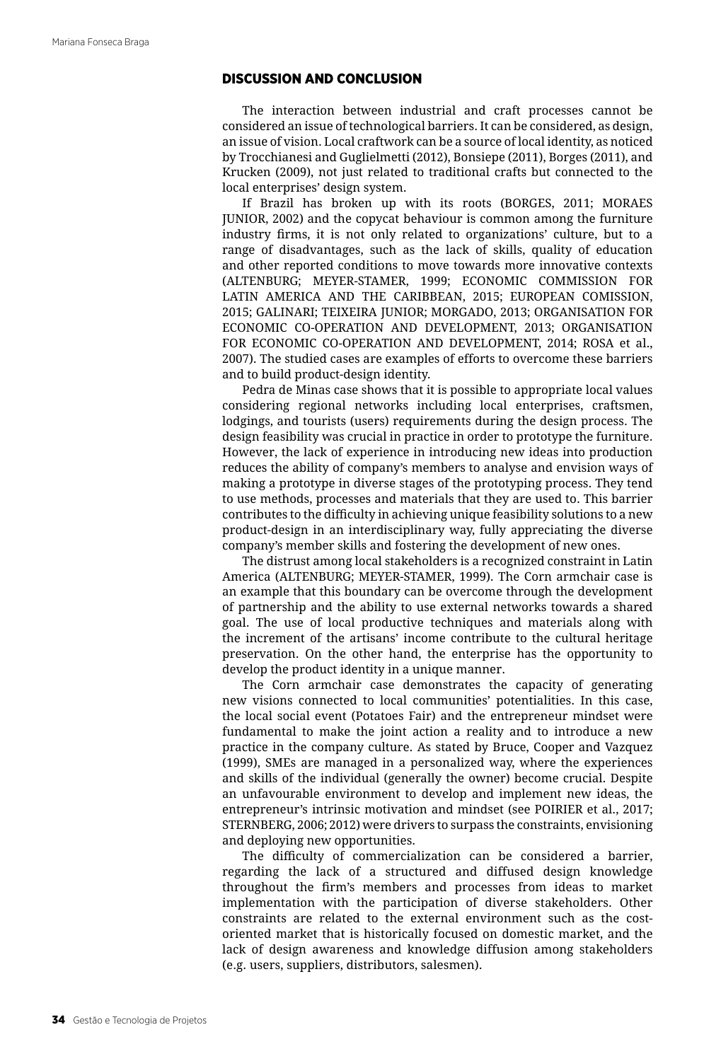## DISCUSSION AND CONCLUSION

The interaction between industrial and craft processes cannot be considered an issue of technological barriers. It can be considered, as design, an issue of vision. Local craftwork can be a source of local identity, as noticed by Trocchianesi and Guglielmetti (2012), Bonsiepe (2011), Borges (2011), and Krucken (2009), not just related to traditional crafts but connected to the local enterprises' design system.

If Brazil has broken up with its roots (BORGES, 2011; MORAES JUNIOR, 2002) and the copycat behaviour is common among the furniture industry firms, it is not only related to organizations' culture, but to a range of disadvantages, such as the lack of skills, quality of education and other reported conditions to move towards more innovative contexts (ALTENBURG; MEYER-STAMER, 1999; ECONOMIC COMMISSION FOR LATIN AMERICA AND THE CARIBBEAN, 2015; EUROPEAN COMISSION, 2015; GALINARI; TEIXEIRA JUNIOR; MORGADO, 2013; ORGANISATION FOR ECONOMIC CO-OPERATION AND DEVELOPMENT, 2013; ORGANISATION FOR ECONOMIC CO-OPERATION AND DEVELOPMENT, 2014; ROSA et al., 2007). The studied cases are examples of efforts to overcome these barriers and to build product-design identity.

Pedra de Minas case shows that it is possible to appropriate local values considering regional networks including local enterprises, craftsmen, lodgings, and tourists (users) requirements during the design process. The design feasibility was crucial in practice in order to prototype the furniture. However, the lack of experience in introducing new ideas into production reduces the ability of company's members to analyse and envision ways of making a prototype in diverse stages of the prototyping process. They tend to use methods, processes and materials that they are used to. This barrier contributes to the difficulty in achieving unique feasibility solutions to a new product-design in an interdisciplinary way, fully appreciating the diverse company's member skills and fostering the development of new ones.

The distrust among local stakeholders is a recognized constraint in Latin America (ALTENBURG; MEYER-STAMER, 1999). The Corn armchair case is an example that this boundary can be overcome through the development of partnership and the ability to use external networks towards a shared goal. The use of local productive techniques and materials along with the increment of the artisans' income contribute to the cultural heritage preservation. On the other hand, the enterprise has the opportunity to develop the product identity in a unique manner.

The Corn armchair case demonstrates the capacity of generating new visions connected to local communities' potentialities. In this case, the local social event (Potatoes Fair) and the entrepreneur mindset were fundamental to make the joint action a reality and to introduce a new practice in the company culture. As stated by Bruce, Cooper and Vazquez (1999), SMEs are managed in a personalized way, where the experiences and skills of the individual (generally the owner) become crucial. Despite an unfavourable environment to develop and implement new ideas, the entrepreneur's intrinsic motivation and mindset (see POIRIER et al., 2017; STERNBERG, 2006; 2012) were drivers to surpass the constraints, envisioning and deploying new opportunities.

The difficulty of commercialization can be considered a barrier, regarding the lack of a structured and diffused design knowledge throughout the firm's members and processes from ideas to market implementation with the participation of diverse stakeholders. Other constraints are related to the external environment such as the cost-oriented market that is historically focused on domestic market, and the lack of design awareness and knowledge diffusion among stakeholders (e.g. users, suppliers, distributors, salesmen).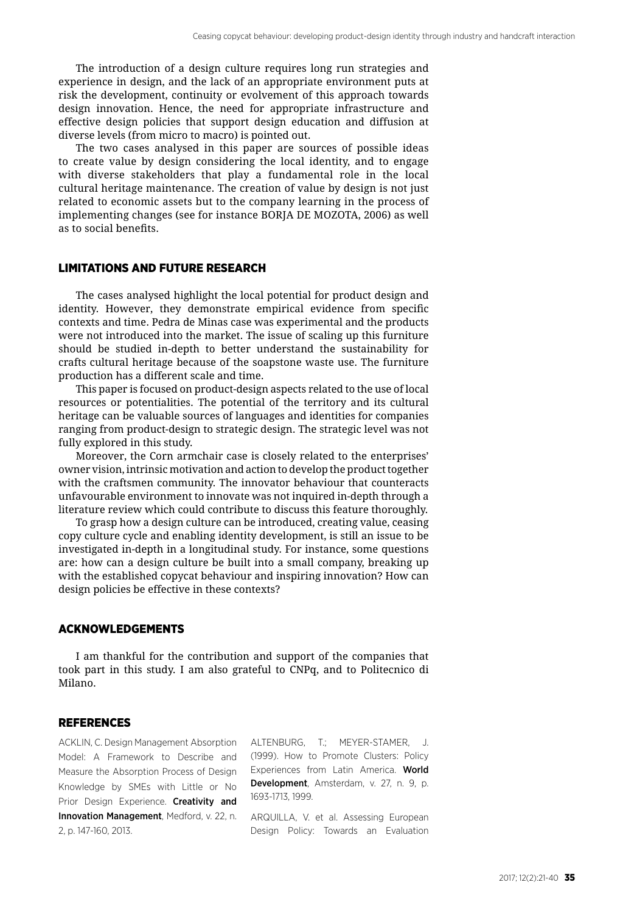The introduction of a design culture requires long run strategies and experience in design, and the lack of an appropriate environment puts at risk the development, continuity or evolvement of this approach towards design innovation. Hence, the need for appropriate infrastructure and effective design policies that support design education and diffusion at diverse levels (from micro to macro) is pointed out.

The two cases analysed in this paper are sources of possible ideas to create value by design considering the local identity, and to engage with diverse stakeholders that play a fundamental role in the local cultural heritage maintenance. The creation of value by design is not just related to economic assets but to the company learning in the process of implementing changes (see for instance BORJA DE MOZOTA, 2006) as well as to social benefits.

## LIMITATIONS AND FUTURE RESEARCH

The cases analysed highlight the local potential for product design and identity. However, they demonstrate empirical evidence from specific contexts and time. Pedra de Minas case was experimental and the products were not introduced into the market. The issue of scaling up this furniture should be studied in-depth to better understand the sustainability for crafts cultural heritage because of the soapstone waste use. The furniture production has a different scale and time.

This paper is focused on product-design aspects related to the use of local resources or potentialities. The potential of the territory and its cultural heritage can be valuable sources of languages and identities for companies ranging from product-design to strategic design. The strategic level was not fully explored in this study.

Moreover, the Corn armchair case is closely related to the enterprises' owner vision, intrinsic motivation and action to develop the product together with the craftsmen community. The innovator behaviour that counteracts unfavourable environment to innovate was not inquired in-depth through a literature review which could contribute to discuss this feature thoroughly.

To grasp how a design culture can be introduced, creating value, ceasing copy culture cycle and enabling identity development, is still an issue to be investigated in-depth in a longitudinal study. For instance, some questions are: how can a design culture be built into a small company, breaking up with the established copycat behaviour and inspiring innovation? How can design policies be effective in these contexts?

## ACKNOWLEDGEMENTS

I am thankful for the contribution and support of the companies that took part in this study. I am also grateful to CNPq, and to Politecnico di Milano.

## REFERENCES

ACKLIN, C. Design Management Absorption Model: A Framework to Describe and Measure the Absorption Process of Design Knowledge by SMEs with Little or No Prior Design Experience. **Creativity and Innovation Management**, Medford, v. 22, n. 2, p. 147-160, 2013.

ALTENBURG, T.; MEYER-STAMER, J. (1999). How to Promote Clusters: Policy Experiences from Latin America. **World Development**, Amsterdam, v. 27, n. 9, p. 1693-1713, 1999.

ARQUILLA, V. et al. Assessing European Design Policy: Towards an Evaluation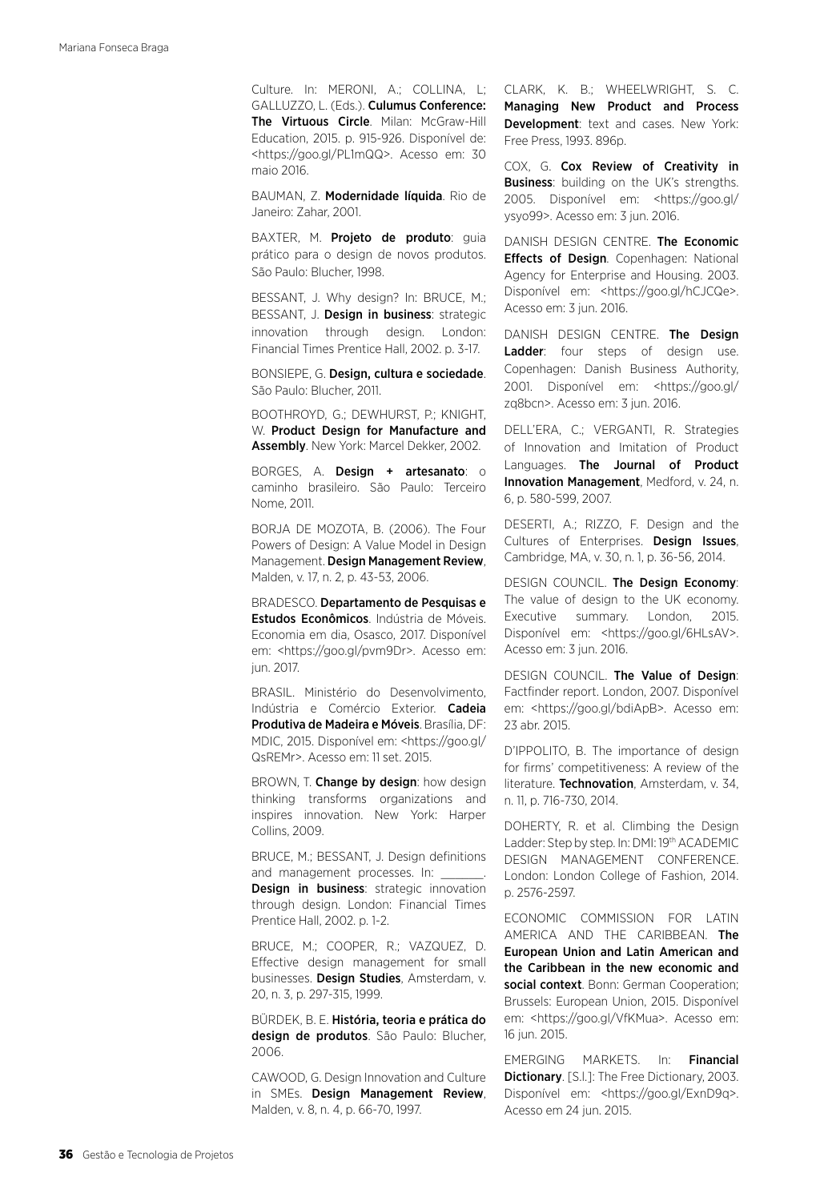Culture. In: MERONI, A.; COLLINA, L; GALLUZZO, L. (Eds.). **Culumus Conference: The Virtuous Circle**. Milan: McGraw-Hill Education, 2015. p. 915-926. Disponível de: <https://goo.gl/PL1mQQ>. Acesso em: 30 maio 2016.

BAUMAN, Z. **Modernidade líquida**. Rio de Janeiro: Zahar, 2001.

BAXTER, M. **Projeto de produto**: guia prático para o design de novos produtos. São Paulo: Blucher, 1998.

BESSANT, J. Why design? In: BRUCE, M.; BESSANT, J. **Design in business**: strategic innovation through design. London: Financial Times Prentice Hall, 2002. p. 3-17.

BONSIEPE, G. **Design, cultura e sociedade**. São Paulo: Blucher, 2011.

BOOTHROYD, G.; DEWHURST, P.; KNIGHT, W. **Product Design for Manufacture and Assembly**. New York: Marcel Dekker, 2002.

BORGES, A. **Design + artesanato**: o caminho brasileiro. São Paulo: Terceiro Nome, 2011.

BORJA DE MOZOTA, B. (2006). The Four Powers of Design: A Value Model in Design Management. **Design Management Review**, Malden, v. 17, n. 2, p. 43-53, 2006.

BRADESCO. **Departamento de Pesquisas e Estudos Econômicos**. Indústria de Móveis. Economia em dia, Osasco, 2017. Disponível em: <https://goo.gl/pvm9Dr>. Acesso em: jun. 2017.

BRASIL. Ministério do Desenvolvimento, Indústria e Comércio Exterior. **Cadeia Produtiva de Madeira e Móveis**. Brasília, DF: MDIC, 2015. Disponível em: <https://goo.gl/QsREMr>. Acesso em: 11 set. 2015.

BROWN, T. **Change by design**: how design thinking transforms organizations and inspires innovation. New York: Harper Collins, 2009.

BRUCE, M.; BESSANT, J. Design definitions and management processes. In: _______. **Design in business**: strategic innovation through design. London: Financial Times Prentice Hall, 2002. p. 1-2.

BRUCE, M.; COOPER, R.; VAZQUEZ, D. Effective design management for small businesses. **Design Studies**, Amsterdam, v. 20, n. 3, p. 297-315, 1999.

BÜRDEK, B. E. **História, teoria e prática do design de produtos**. São Paulo: Blucher, 2006.

CAWOOD, G. Design Innovation and Culture in SMEs. **Design Management Review**, Malden, v. 8, n. 4, p. 66-70, 1997.

CLARK, K. B.; WHEELWRIGHT, S. C. **Managing New Product and Process Development**: text and cases. New York: Free Press, 1993. 896p.

COX, G. **Cox Review of Creativity in Business**: building on the UK's strengths. 2005. Disponível em: <https://goo.gl/ysyo99>. Acesso em: 3 jun. 2016.

DANISH DESIGN CENTRE. **The Economic Effects of Design**. Copenhagen: National Agency for Enterprise and Housing. 2003. Disponível em: <https://goo.gl/hCJCQe>. Acesso em: 3 jun. 2016.

DANISH DESIGN CENTRE. **The Design Ladder**: four steps of design use. Copenhagen: Danish Business Authority, 2001. Disponível em: <https://goo.gl/zq8bcn>. Acesso em: 3 jun. 2016.

DELL'ERA, C.; VERGANTI, R. Strategies of Innovation and Imitation of Product Languages. **The Journal of Product Innovation Management**, Medford, v. 24, n. 6, p. 580-599, 2007.

DESERTI, A.; RIZZO, F. Design and the Cultures of Enterprises. **Design Issues**, Cambridge, MA, v. 30, n. 1, p. 36-56, 2014.

DESIGN COUNCIL. **The Design Economy**: The value of design to the UK economy. Executive summary. London, 2015. Disponível em: <https://goo.gl/6HLsAV>. Acesso em: 3 jun. 2016.

DESIGN COUNCIL. **The Value of Design**: Factfinder report. London, 2007. Disponível em: <https://goo.gl/bdiApB>. Acesso em: 23 abr. 2015.

D'IPPOLITO, B. The importance of design for firms' competitiveness: A review of the literature. **Technovation**, Amsterdam, v. 34, n. 11, p. 716-730, 2014.

DOHERTY, R. et al. Climbing the Design Ladder: Step by step. In: DMI: 19th ACADEMIC DESIGN MANAGEMENT CONFERENCE. London: London College of Fashion, 2014. p. 2576-2597.

ECONOMIC COMMISSION FOR LATIN AMERICA AND THE CARIBBEAN. **The European Union and Latin American and the Caribbean in the new economic and social context**. Bonn: German Cooperation; Brussels: European Union, 2015. Disponível em: <https://goo.gl/VfKMua>. Acesso em: 16 jun. 2015.

EMERGING MARKETS. In: **Financial Dictionary**. [S.l.]: The Free Dictionary, 2003. Disponível em: <https://goo.gl/ExnD9q>. Acesso em 24 jun. 2015.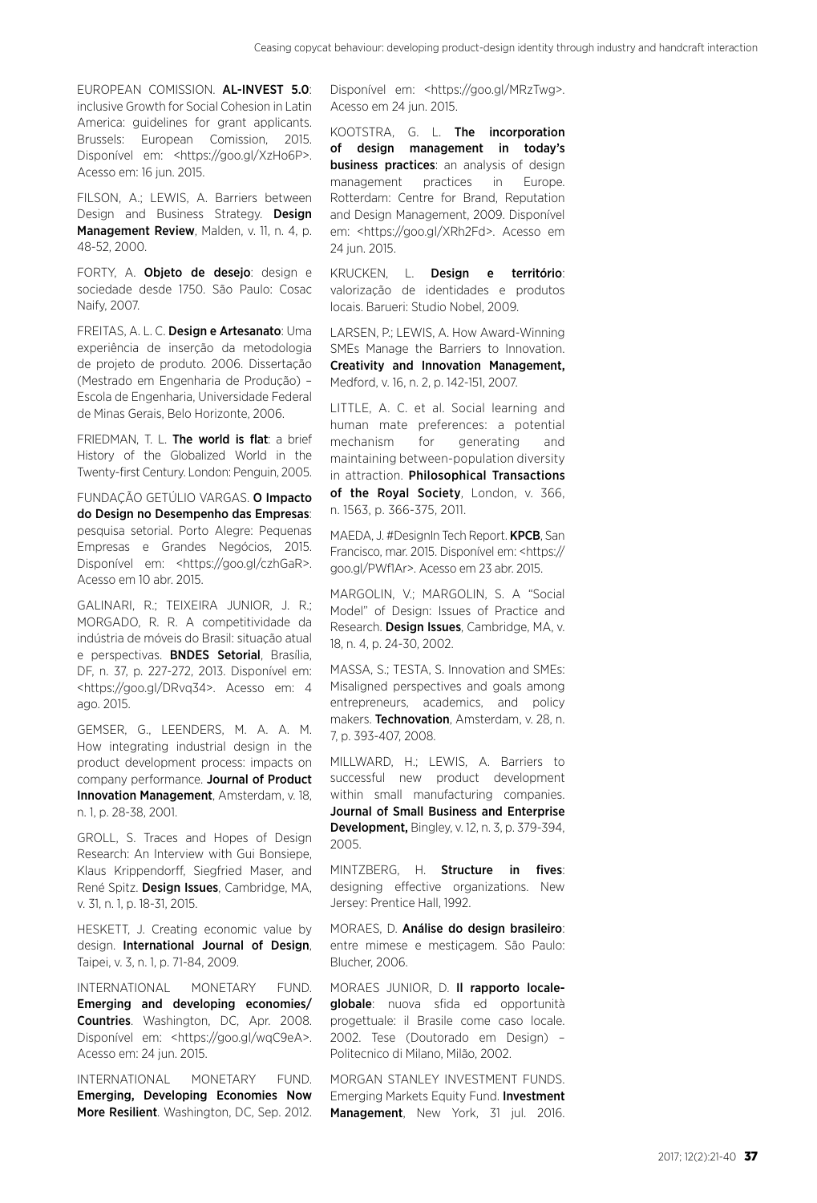EUROPEAN COMISSION. **AL-INVEST 5.0**: inclusive Growth for Social Cohesion in Latin America: guidelines for grant applicants. Brussels: European Comission, 2015. Disponível em: <https://goo.gl/XzHo6P>. Acesso em: 16 jun. 2015.

FILSON, A.; LEWIS, A. Barriers between Design and Business Strategy. **Design Management Review**, Malden, v. 11, n. 4, p. 48-52, 2000.

FORTY, A. **Objeto de desejo**: design e sociedade desde 1750. São Paulo: Cosac Naify, 2007.

FREITAS, A. L. C. **Design e Artesanato**: Uma experiência de inserção da metodologia de projeto de produto. 2006. Dissertação (Mestrado em Engenharia de Produção) – Escola de Engenharia, Universidade Federal de Minas Gerais, Belo Horizonte, 2006.

FRIEDMAN, T. L. **The world is flat**: a brief History of the Globalized World in the Twenty-first Century. London: Penguin, 2005.

FUNDAÇÃO GETÚLIO VARGAS. **O Impacto do Design no Desempenho das Empresas**: pesquisa setorial. Porto Alegre: Pequenas Empresas e Grandes Negócios, 2015. Disponível em: <https://goo.gl/czhGaR>. Acesso em 10 abr. 2015.

GALINARI, R.; TEIXEIRA JUNIOR, J. R.; MORGADO, R. R. A competitividade da indústria de móveis do Brasil: situação atual e perspectivas. **BNDES Setorial**, Brasília, DF, n. 37, p. 227-272, 2013. Disponível em: <https://goo.gl/DRvq34>. Acesso em: 4 ago. 2015.

GEMSER, G., LEENDERS, M. A. A. M. How integrating industrial design in the product development process: impacts on company performance. **Journal of Product Innovation Management**, Amsterdam, v. 18, n. 1, p. 28-38, 2001.

GROLL, S. Traces and Hopes of Design Research: An Interview with Gui Bonsiepe, Klaus Krippendorff, Siegfried Maser, and René Spitz. **Design Issues**, Cambridge, MA, v. 31, n. 1, p. 18-31, 2015.

HESKETT, J. Creating economic value by design. **International Journal of Design**, Taipei, v. 3, n. 1, p. 71-84, 2009.

INTERNATIONAL MONETARY FUND. **Emerging and developing economies/ Countries**. Washington, DC, Apr. 2008. Disponível em: <https://goo.gl/wqC9eA>. Acesso em: 24 jun. 2015.

INTERNATIONAL MONETARY FUND. **Emerging, Developing Economies Now More Resilient**. Washington, DC, Sep. 2012. Disponível em: <https://goo.gl/MRzTwg>. Acesso em 24 jun. 2015.

KOOTSTRA, G. L. **The incorporation of design management in today's business practices**: an analysis of design management practices in Europe. Rotterdam: Centre for Brand, Reputation and Design Management, 2009. Disponível em: <https://goo.gl/XRh2Fd>. Acesso em 24 jun. 2015.

KRUCKEN, L. **Design e território**: valorização de identidades e produtos locais. Barueri: Studio Nobel, 2009.

LARSEN, P.; LEWIS, A. How Award-Winning SMEs Manage the Barriers to Innovation. **Creativity and Innovation Management,** Medford, v. 16, n. 2, p. 142-151, 2007.

LITTLE, A. C. et al. Social learning and human mate preferences: a potential mechanism for generating and maintaining between-population diversity in attraction. **Philosophical Transactions of the Royal Society**, London, v. 366, n. 1563, p. 366-375, 2011.

MAEDA, J. #DesignIn Tech Report. **KPCB**, San Francisco, mar. 2015. Disponível em: <https://goo.gl/PWf1Ar>. Acesso em 23 abr. 2015.

MARGOLIN, V.; MARGOLIN, S. A "Social Model" of Design: Issues of Practice and Research. **Design Issues**, Cambridge, MA, v. 18, n. 4, p. 24-30, 2002.

MASSA, S.; TESTA, S. Innovation and SMEs: Misaligned perspectives and goals among entrepreneurs, academics, and policy makers. **Technovation**, Amsterdam, v. 28, n. 7, p. 393-407, 2008.

MILLWARD, H.; LEWIS, A. Barriers to successful new product development within small manufacturing companies. **Journal of Small Business and Enterprise Development,** Bingley, v. 12, n. 3, p. 379-394, 2005.

MINTZBERG, H. **Structure in fives**: designing effective organizations. New Jersey: Prentice Hall, 1992.

MORAES, D. **Análise do design brasileiro**: entre mimese e mestiçagem. São Paulo: Blucher, 2006.

MORAES JUNIOR, D. **Il rapporto locale-globale**: nuova sfida ed opportunità progettuale: il Brasile come caso locale. 2002. Tese (Doutorado em Design) – Politecnico di Milano, Milão, 2002.

MORGAN STANLEY INVESTMENT FUNDS. Emerging Markets Equity Fund. **Investment Management**, New York, 31 jul. 2016.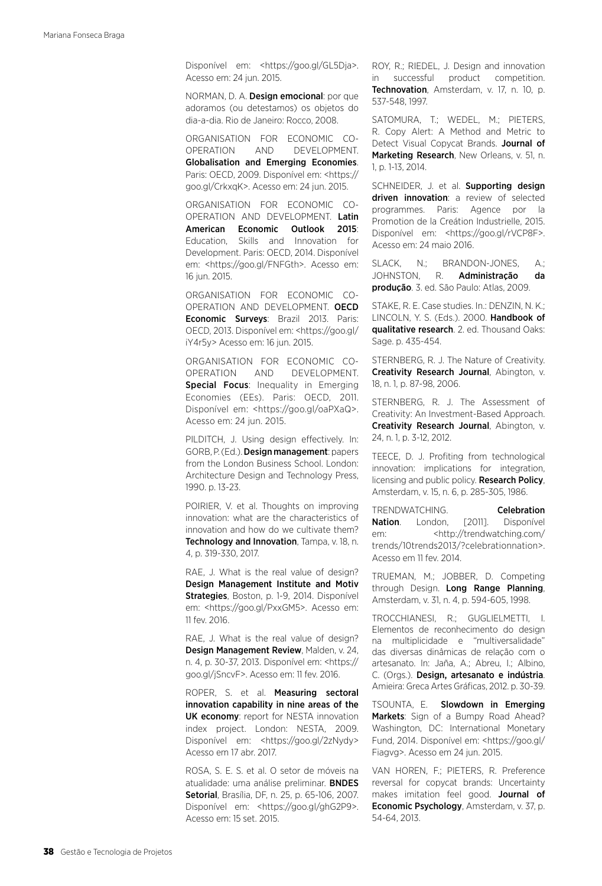Disponível em: <https://goo.gl/GL5Dja>. Acesso em: 24 jun. 2015.

NORMAN, D. A. **Design emocional**: por que adoramos (ou detestamos) os objetos do dia-a-dia. Rio de Janeiro: Rocco, 2008.

ORGANISATION FOR ECONOMIC CO-OPERATION AND DEVELOPMENT. **Globalisation and Emerging Economies**. Paris: OECD, 2009. Disponível em: <https://goo.gl/CrkxqK>. Acesso em: 24 jun. 2015.

ORGANISATION FOR ECONOMIC CO-OPERATION AND DEVELOPMENT. **Latin American Economic Outlook 2015**: Education, Skills and Innovation for Development. Paris: OECD, 2014. Disponível em: <https://goo.gl/FNFGth>. Acesso em: 16 jun. 2015.

ORGANISATION FOR ECONOMIC CO-OPERATION AND DEVELOPMENT. **OECD Economic Surveys**: Brazil 2013. Paris: OECD, 2013. Disponível em: <https://goo.gl/iY4r5y> Acesso em: 16 jun. 2015.

ORGANISATION FOR ECONOMIC CO-OPERATION AND DEVELOPMENT. **Special Focus**: Inequality in Emerging Economies (EEs). Paris: OECD, 2011. Disponível em: <https://goo.gl/oaPXaQ>. Acesso em: 24 jun. 2015.

PILDITCH, J. Using design effectively. In: GORB, P. (Ed.). **Design management**: papers from the London Business School. London: Architecture Design and Technology Press, 1990. p. 13-23.

POIRIER, V. et al. Thoughts on improving innovation: what are the characteristics of innovation and how do we cultivate them? **Technology and Innovation**, Tampa, v. 18, n. 4, p. 319-330, 2017.

RAE, J. What is the real value of design? **Design Management Institute and Motiv Strategies**, Boston, p. 1-9, 2014. Disponível em: <https://goo.gl/PxxGM5>. Acesso em: 11 fev. 2016.

RAE, J. What is the real value of design? **Design Management Review**, Malden, v. 24, n. 4, p. 30-37, 2013. Disponível em: <https://goo.gl/jSncvF>. Acesso em: 11 fev. 2016.

ROPER, S. et al. **Measuring sectoral innovation capability in nine areas of the UK economy**: report for NESTA innovation index project. London: NESTA, 2009. Disponível em: <https://goo.gl/2zNydy> Acesso em 17 abr. 2017.

ROSA, S. E. S. et al. O setor de móveis na atualidade: uma análise preliminar. **BNDES Setorial**, Brasília, DF, n. 25, p. 65-106, 2007. Disponível em: <https://goo.gl/ghG2P9>. Acesso em: 15 set. 2015.

ROY, R.; RIEDEL, J. Design and innovation in successful product competition. **Technovation**, Amsterdam, v. 17, n. 10, p. 537-548, 1997.

SATOMURA, T.; WEDEL, M.; PIETERS, R. Copy Alert: A Method and Metric to Detect Visual Copycat Brands. **Journal of Marketing Research**, New Orleans, v. 51, n. 1, p. 1-13, 2014.

SCHNEIDER, J. et al. **Supporting design driven innovation**: a review of selected programmes. Paris: Agence por la Promotion de la Creátion Industrielle, 2015. Disponível em: <https://goo.gl/rVCP8F>. Acesso em: 24 maio 2016.

SLACK, N.; BRANDON-JONES, A.; JOHNSTON, R. **Administração da produção**. 3. ed. São Paulo: Atlas, 2009.

STAKE, R. E. Case studies. In.: DENZIN, N. K.; LINCOLN, Y. S. (Eds.). 2000. **Handbook of qualitative research**. 2. ed. Thousand Oaks: Sage. p. 435-454.

STERNBERG, R. J. The Nature of Creativity. **Creativity Research Journal**, Abington, v. 18, n. 1, p. 87-98, 2006.

STERNBERG, R. J. The Assessment of Creativity: An Investment-Based Approach. **Creativity Research Journal**, Abington, v. 24, n. 1, p. 3-12, 2012.

TEECE, D. J. Profiting from technological innovation: implications for integration, licensing and public policy. **Research Policy**, Amsterdam, v. 15, n. 6, p. 285-305, 1986.

TRENDWATCHING. **Celebration Nation**. London, [2011]. Disponível em: <http://trendwatching.com/trends/10trends2013/?celebrationnation>. Acesso em 11 fev. 2014.

TRUEMAN, M.; JOBBER, D. Competing through Design. **Long Range Planning**, Amsterdam, v. 31, n. 4, p. 594-605, 1998.

TROCCHIANESI, R.; GUGLIELMETTI, I. Elementos de reconhecimento do design na multiplicidade e "multiversalidade" das diversas dinâmicas de relação com o artesanato. In: Jaña, A.; Abreu, I.; Albino, C. (Orgs.). **Design, artesanato e indústria**. Amieira: Greca Artes Gráficas, 2012. p. 30-39.

TSOUNTA, E. **Slowdown in Emerging Markets**: Sign of a Bumpy Road Ahead? Washington, DC: International Monetary Fund, 2014. Disponível em: <https://goo.gl/Fiagvg>. Acesso em 24 jun. 2015.

VAN HOREN, F.; PIETERS, R. Preference reversal for copycat brands: Uncertainty makes imitation feel good. **Journal of Economic Psychology**, Amsterdam, v. 37, p. 54-64, 2013.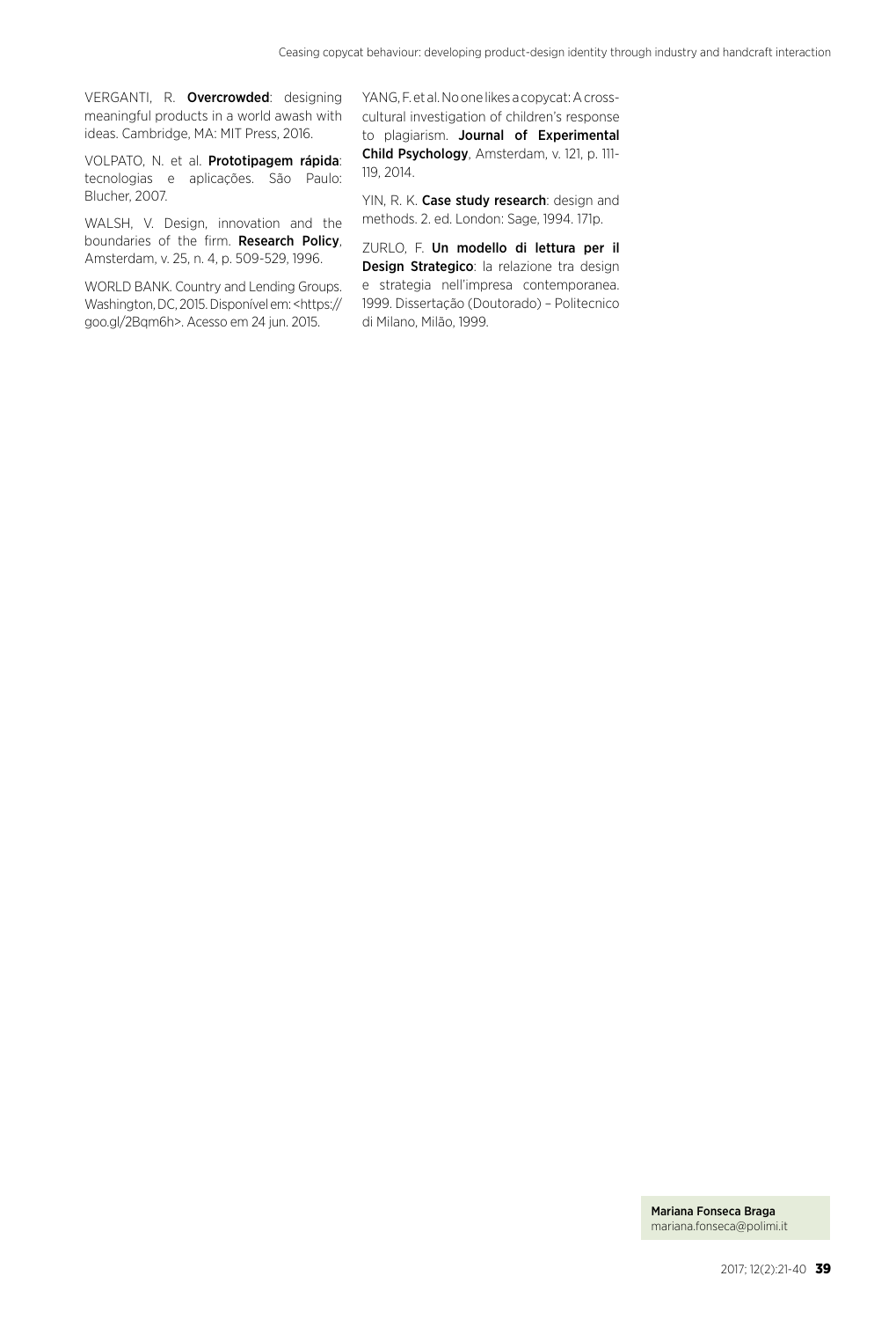VERGANTI, R. **Overcrowded**: designing meaningful products in a world awash with ideas. Cambridge, MA: MIT Press, 2016.

VOLPATO, N. et al. **Prototipagem rápida**: tecnologias e aplicações. São Paulo: Blucher, 2007.

WALSH, V. Design, innovation and the boundaries of the firm. **Research Policy**, Amsterdam, v. 25, n. 4, p. 509-529, 1996.

WORLD BANK. Country and Lending Groups. Washington, DC, 2015. Disponível em: <https://goo.gl/2Bqm6h>. Acesso em 24 jun. 2015.

YANG, F. et al. No one likes a copycat: A cross-cultural investigation of children's response to plagiarism. **Journal of Experimental Child Psychology**, Amsterdam, v. 121, p. 111-119, 2014.

YIN, R. K. **Case study research**: design and methods. 2. ed. London: Sage, 1994. 171p.

ZURLO, F. **Un modello di lettura per il Design Strategico**: la relazione tra design e strategia nell'impresa contemporanea. 1999. Dissertação (Doutorado) – Politecnico di Milano, Milão, 1999.

**Mariana Fonseca Braga**
mariana.fonseca@polimi.it